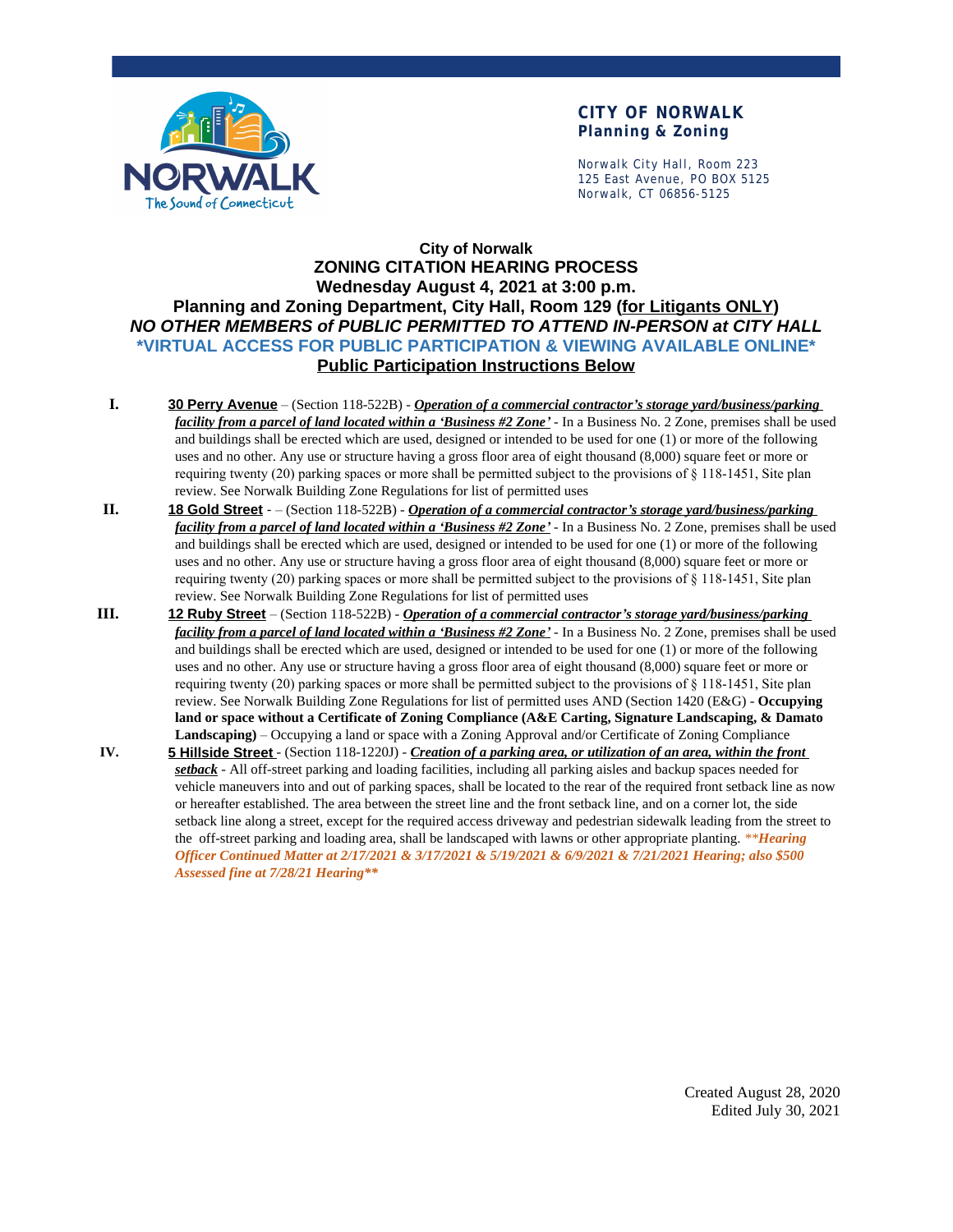**CITY OF NORWALK**
**Planning & Zoning**

Norwalk City Hall, Room 223
125 East Avenue, PO BOX 5125
Norwalk, CT 06856-5125

# City of Norwalk
## ZONING CITATION HEARING PROCESS
## Wednesday August 4, 2021 at 3:00 p.m.
## Planning and Zoning Department, City Hall, Room 129 (<u>for Litigants ONLY</u>)
***NO OTHER MEMBERS of PUBLIC PERMITTED TO ATTEND IN-PERSON at CITY HALL***
**\*VIRTUAL ACCESS FOR PUBLIC PARTICIPATION & VIEWING AVAILABLE ONLINE\***
**<u>Public Participation Instructions Below</u>**

**I.** **<u>30 Perry Avenue</u>** – (Section 118-522B) - ***<u>Operation of a commercial contractor's storage yard/business/parking facility from a parcel of land located within a 'Business #2 Zone'</u>*** - In a Business No. 2 Zone, premises shall be used and buildings shall be erected which are used, designed or intended to be used for one (1) or more of the following uses and no other. Any use or structure having a gross floor area of eight thousand (8,000) square feet or more or requiring twenty (20) parking spaces or more shall be permitted subject to the provisions of § 118-1451, Site plan review. See Norwalk Building Zone Regulations for list of permitted uses

**II.** **<u>18 Gold Street</u>** - – (Section 118-522B) - ***<u>Operation of a commercial contractor's storage yard/business/parking facility from a parcel of land located within a 'Business #2 Zone'</u>*** - In a Business No. 2 Zone, premises shall be used and buildings shall be erected which are used, designed or intended to be used for one (1) or more of the following uses and no other. Any use or structure having a gross floor area of eight thousand (8,000) square feet or more or requiring twenty (20) parking spaces or more shall be permitted subject to the provisions of § 118-1451, Site plan review. See Norwalk Building Zone Regulations for list of permitted uses

**III.** **<u>12 Ruby Street</u>** – (Section 118-522B) - ***<u>Operation of a commercial contractor's storage yard/business/parking facility from a parcel of land located within a 'Business #2 Zone'</u>*** - In a Business No. 2 Zone, premises shall be used and buildings shall be erected which are used, designed or intended to be used for one (1) or more of the following uses and no other. Any use or structure having a gross floor area of eight thousand (8,000) square feet or more or requiring twenty (20) parking spaces or more shall be permitted subject to the provisions of § 118-1451, Site plan review. See Norwalk Building Zone Regulations for list of permitted uses AND (Section 1420 (E&G) - **Occupying land or space without a Certificate of Zoning Compliance (A&E Carting, Signature Landscaping, & Damato Landscaping)** – Occupying a land or space with a Zoning Approval and/or Certificate of Zoning Compliance

**IV.** **<u>5 Hillside Street</u>** - (Section 118-1220J) - ***<u>Creation of a parking area, or utilization of an area, within the front setback</u>*** - All off-street parking and loading facilities, including all parking aisles and backup spaces needed for vehicle maneuvers into and out of parking spaces, shall be located to the rear of the required front setback line as now or hereafter established. The area between the street line and the front setback line, and on a corner lot, the side setback line along a street, except for the required access driveway and pedestrian sidewalk leading from the street to the off-street parking and loading area, shall be landscaped with lawns or other appropriate planting. ***\*\*Hearing Officer Continued Matter at 2/17/2021 & 3/17/2021 & 5/19/2021 & 6/9/2021 & 7/21/2021 Hearing; also $500 Assessed fine at 7/28/21 Hearing\*\****

Created August 28, 2020
Edited July 30, 2021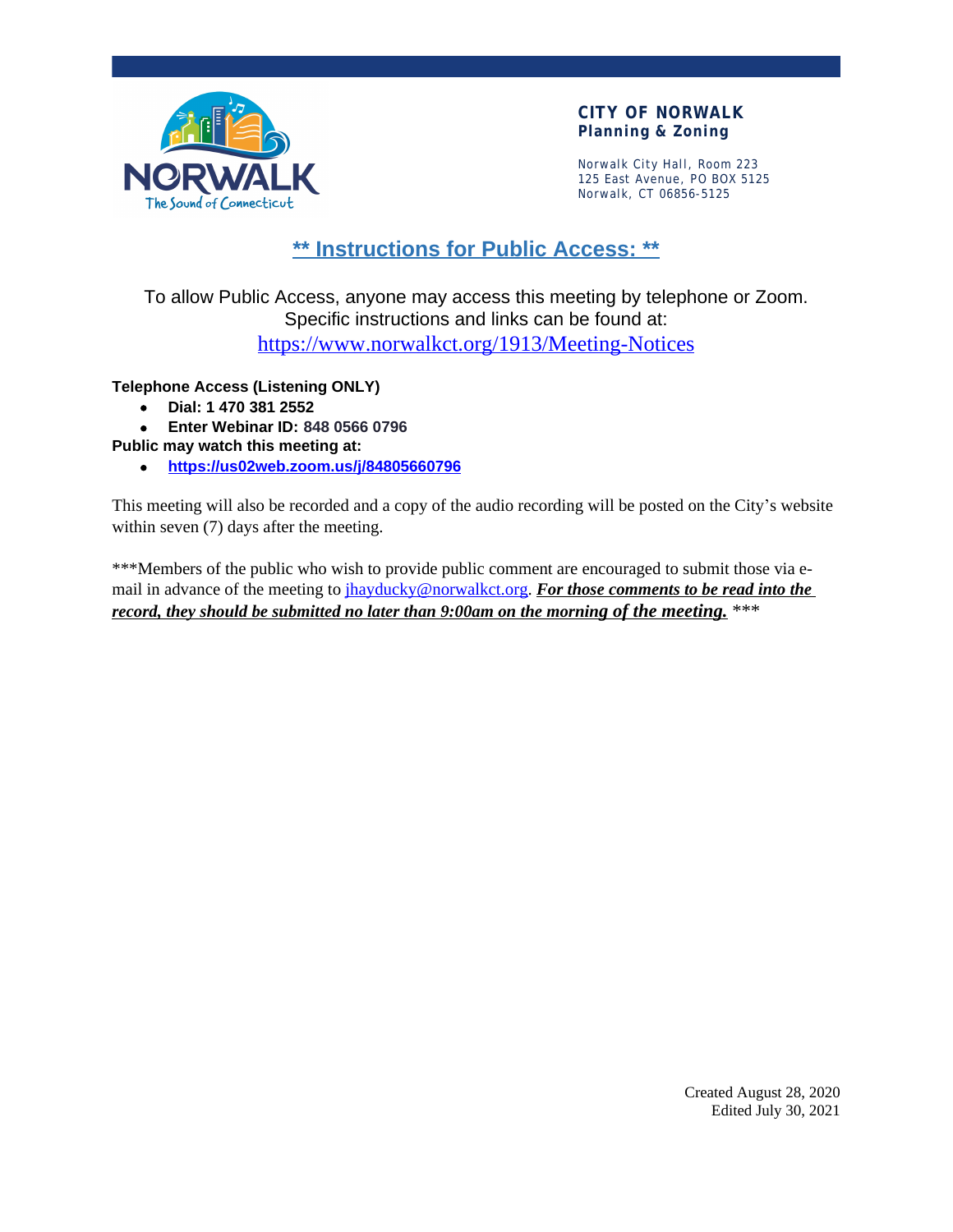**CITY OF NORWALK**
**Planning & Zoning**

Norwalk City Hall, Room 223
125 East Avenue, PO BOX 5125
Norwalk, CT 06856-5125

## ** Instructions for Public Access: **

To allow Public Access, anyone may access this meeting by telephone or Zoom. Specific instructions and links can be found at:
https://www.norwalkct.org/1913/Meeting-Notices

**Telephone Access (Listening ONLY)**

- **Dial: 1 470 381 2552**
- **Enter Webinar ID: 848 0566 0796**

**Public may watch this meeting at:**

- **https://us02web.zoom.us/j/84805660796**

This meeting will also be recorded and a copy of the audio recording will be posted on the City's website within seven (7) days after the meeting.

***Members of the public who wish to provide public comment are encouraged to submit those via e-mail in advance of the meeting to jhayducky@norwalkct.org. ***For those comments to be read into the record, they should be submitted no later than 9:00am on the morning of the meeting.*** ***

Created August 28, 2020
Edited July 30, 2021